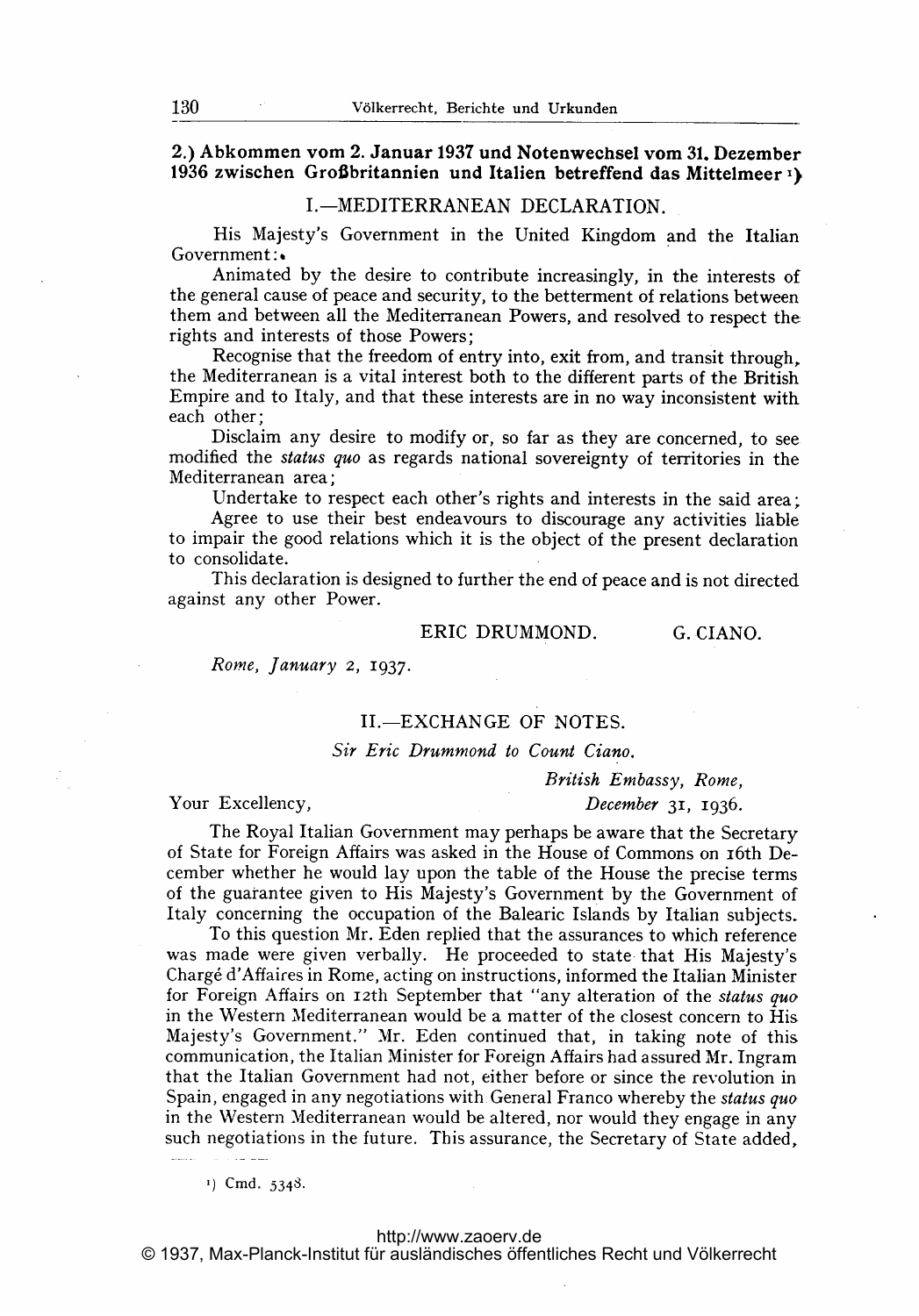## 2.) Abkommen vom 2. Januar 1937 und Notenwechsel vom 31. Dezember 1936 zwischen Großbritannien und Italien betreffend das Mittelmeer [1])

### I.—MEDITERRANEAN DECLARATION.

His Majesty's Government in the United Kingdom and the Italian Government:

Animated by the desire to contribute increasingly, in the interests of the general cause of peace and security, to the betterment of relations between them and between all the Mediterranean Powers, and resolved to respect the rights and interests of those Powers;

Recognise that the freedom of entry into, exit from, and transit through, the Mediterranean is a vital interest both to the different parts of the British Empire and to Italy, and that these interests are in no way inconsistent with each other;

Disclaim any desire to modify or, so far as they are concerned, to see modified the *status quo* as regards national sovereignty of territories in the Mediterranean area;

Undertake to respect each other's rights and interests in the said area;

Agree to use their best endeavours to discourage any activities liable to impair the good relations which it is the object of the present declaration to consolidate.

This declaration is designed to further the end of peace and is not directed against any other Power.

ERIC DRUMMOND. G. CIANO.

*Rome, January 2, 1937.*

### II.—EXCHANGE OF NOTES.

*Sir Eric Drummond to Count Ciano.*

*British Embassy, Rome,*
*December 31, 1936.*

Your Excellency,

The Royal Italian Government may perhaps be aware that the Secretary of State for Foreign Affairs was asked in the House of Commons on 16th December whether he would lay upon the table of the House the precise terms of the guarantee given to His Majesty's Government by the Government of Italy concerning the occupation of the Balearic Islands by Italian subjects.

To this question Mr. Eden replied that the assurances to which reference was made were given verbally. He proceeded to state that His Majesty's Chargé d'Affaires in Rome, acting on instructions, informed the Italian Minister for Foreign Affairs on 12th September that "any alteration of the *status quo* in the Western Mediterranean would be a matter of the closest concern to His Majesty's Government." Mr. Eden continued that, in taking note of this communication, the Italian Minister for Foreign Affairs had assured Mr. Ingram that the Italian Government had not, either before or since the revolution in Spain, engaged in any negotiations with General Franco whereby the *status quo* in the Western Mediterranean would be altered, nor would they engage in any such negotiations in the future. This assurance, the Secretary of State added,

[1]) Cmd. 5348.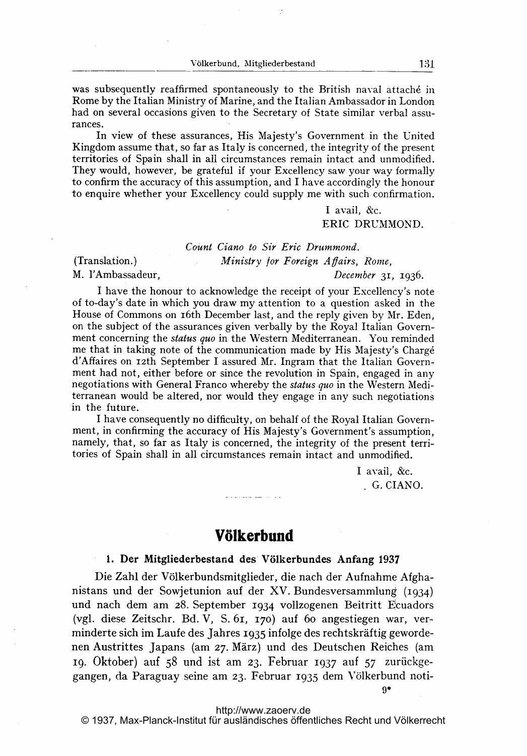was subsequently reaffirmed spontaneously to the British naval attaché in Rome by the Italian Ministry of Marine, and the Italian Ambassador in London had on several occasions given to the Secretary of State similar verbal assurances.

In view of these assurances, His Majesty's Government in the United Kingdom assume that, so far as Italy is concerned, the integrity of the present territories of Spain shall in all circumstances remain intact and unmodified. They would, however, be grateful if your Excellency saw your way formally to confirm the accuracy of this assumption, and I have accordingly the honour to enquire whether your Excellency could supply me with such confirmation.

I avail, &c.
ERIC DRUMMOND.

*Count Ciano to Sir Eric Drummond.*

(Translation.) *Ministry for Foreign Affairs, Rome,*
M. l'Ambassadeur, *December* 31, 1936.

I have the honour to acknowledge the receipt of your Excellency's note of to-day's date in which you draw my attention to a question asked in the House of Commons on 16th December last, and the reply given by Mr. Eden, on the subject of the assurances given verbally by the Royal Italian Government concerning the *status quo* in the Western Mediterranean. You reminded me that in taking note of the communication made by His Majesty's Chargé d'Affaires on 12th September I assured Mr. Ingram that the Italian Government had not, either before or since the revolution in Spain, engaged in any negotiations with General Franco whereby the *status quo* in the Western Mediterranean would be altered, nor would they engage in any such negotiations in the future.

I have consequently no difficulty, on behalf of the Royal Italian Government, in confirming the accuracy of His Majesty's Government's assumption, namely, that, so far as Italy is concerned, the integrity of the present territories of Spain shall in all circumstances remain intact and unmodified.

I avail, &c.
G. CIANO.

# Völkerbund

### 1. Der Mitgliederbestand des Völkerbundes Anfang 1937

Die Zahl der Völkerbundsmitglieder, die nach der Aufnahme Afghanistans und der Sowjetunion auf der XV. Bundesversammlung (1934) und nach dem am 28. September 1934 vollzogenen Beitritt Ecuadors (vgl. diese Zeitschr. Bd. V, S. 61, 170) auf 60 angestiegen war, verminderte sich im Laufe des Jahres 1935 infolge des rechtskräftig gewordenen Austrittes Japans (am 27. März) und des Deutschen Reiches (am 19. Oktober) auf 58 und ist am 23. Februar 1937 auf 57 zurückgegangen, da Paraguay seine am 23. Februar 1935 dem Völkerbund noti-